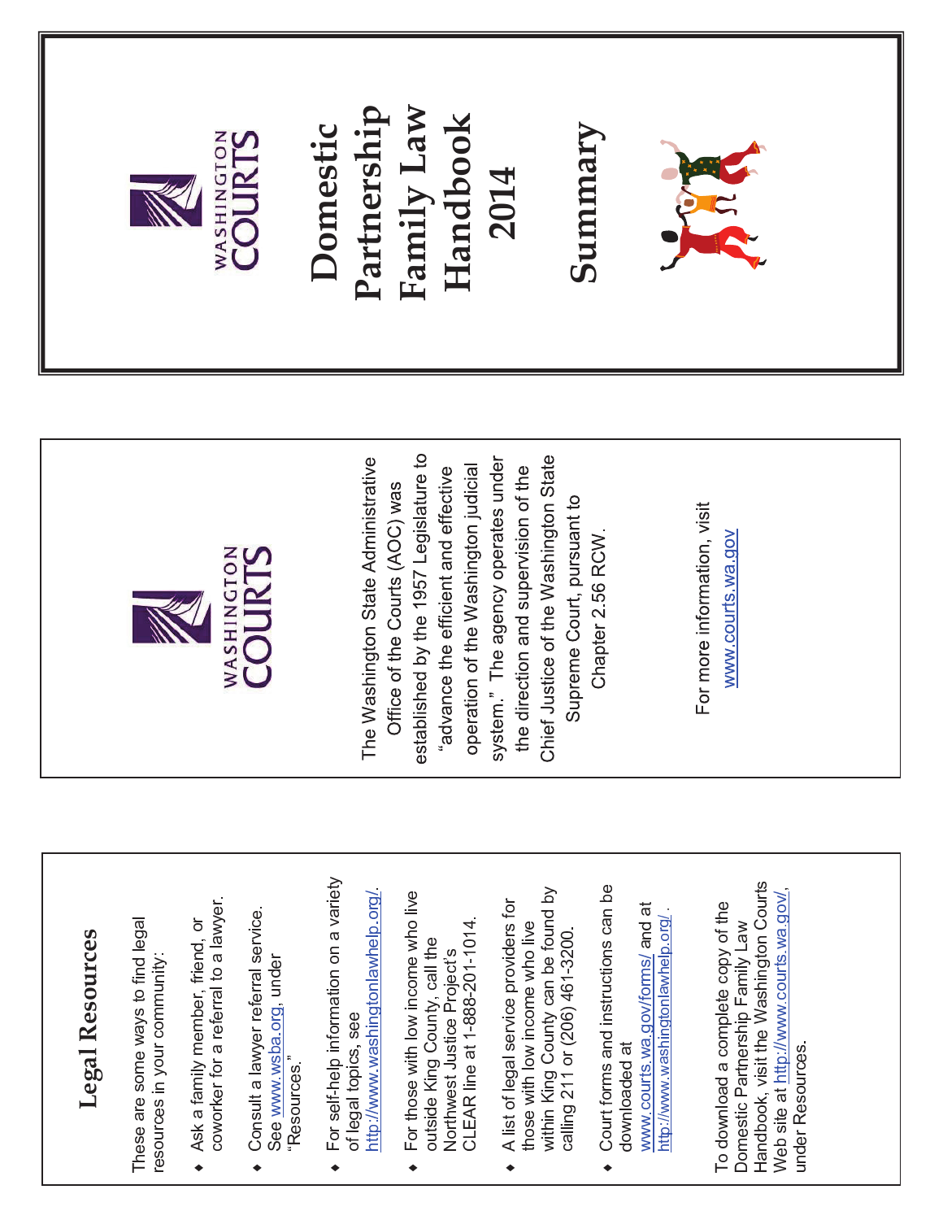## Legal Resources

These are some ways to find legal resources in your community:

- Ask a family member, friend, or coworker for a referral to a lawyer.
- Consult a lawyer referral service. See www.wsba.org, under "Resources."
- For self-help information on a variety of legal topics, see http://www.washingtonlawhelp.org/.
- For those with low income who live outside King County, call the Northwest Justice Project's CLEAR line at 1-888-201-1014.
- A list of legal service providers for those with low income who live within King County can be found by calling 211 or (206) 461-3200.
- Court forms and instructions can be downloaded at www.courts.wa.gov/forms/ and at http://www.washingtonlawhelp.org/.

To download a complete copy of the Domestic Partnership Family Law Handbook, visit the Washington Courts Web site at http://www.courts.wa.gov/, under Resources.

WASHINGTON COURTS

The Washington State Administrative Office of the Courts (AOC) was established by the 1957 Legislature to "advance the efficient and effective operation of the Washington judicial system." The agency operates under the direction and supervision of the Chief Justice of the Washington State Supreme Court, pursuant to Chapter 2.56 RCW.

For more information, visit www.courts.wa.gov

WASHINGTON COURTS

# Domestic Partnership Family Law Handbook 2014

## Summary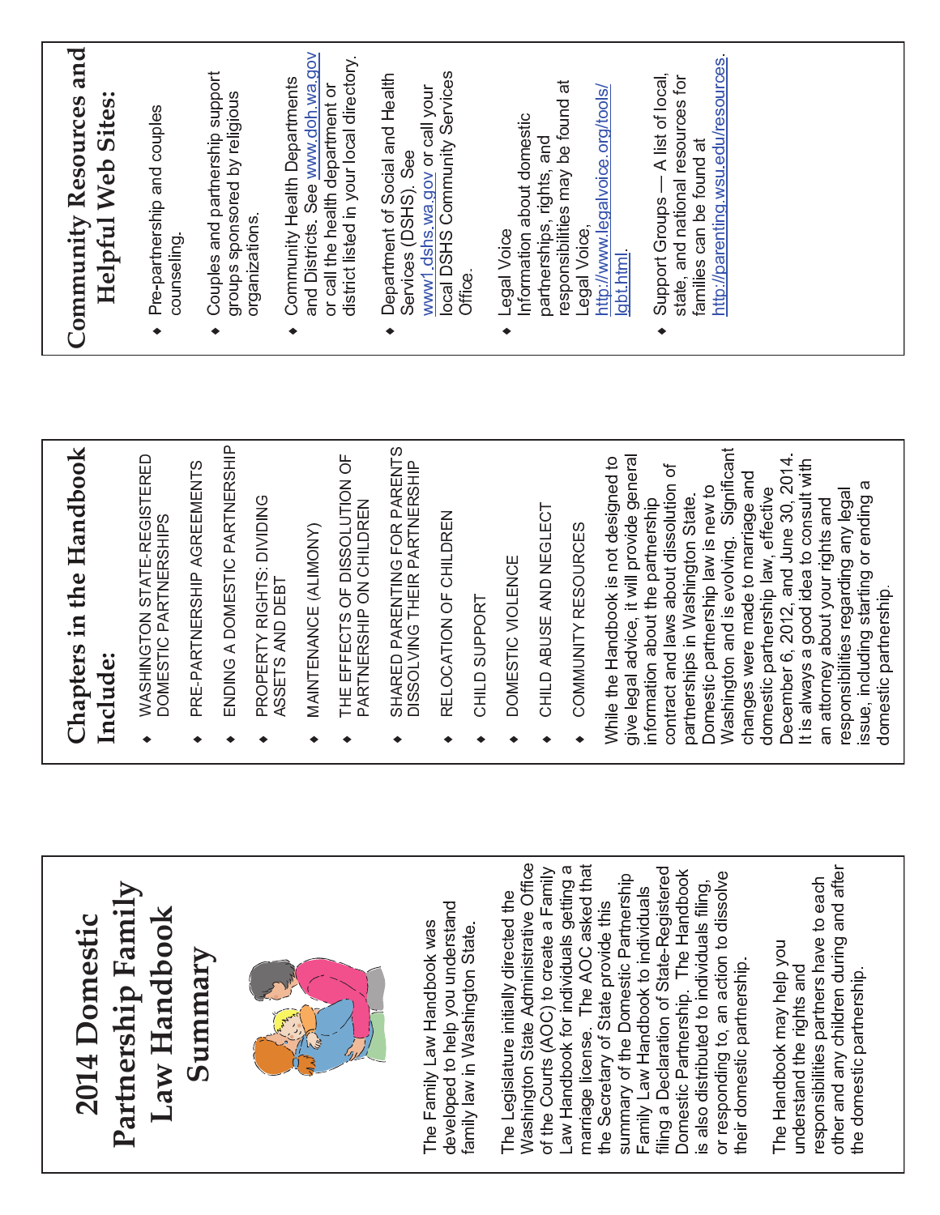# 2014 Domestic Partnership Family Law Handbook Summary

The Family Law Handbook was developed to help you understand family law in Washington State.

The Legislature initially directed the Washington State Administrative Office of the Courts (AOC) to create a Family Law Handbook for individuals getting a marriage license. The AOC asked that the Secretary of State provide this summary of the Domestic Partnership Family Law Handbook to individuals filing a Declaration of State-Registered Domestic Partnership. The Handbook is also distributed to individuals filing, or responding to, an action to dissolve their domestic partnership.

The Handbook may help you understand the rights and responsibilities partners have to each other and any children during and after the domestic partnership.

## Chapters in the Handbook Include:

- WASHINGTON STATE-REGISTERED DOMESTIC PARTNERSHIPS
- PRE-PARTNERSHIP AGREEMENTS
- ENDING A DOMESTIC PARTNERSHIP
- PROPERTY RIGHTS: DIVIDING ASSETS AND DEBT
- MAINTENANCE (ALIMONY)
- THE EFFECTS OF DISSOLUTION OF PARTNERSHIP ON CHILDREN
- SHARED PARENTING FOR PARENTS DISSOLVING THEIR PARTNERSHIP
- RELOCATION OF CHILDREN
- CHILD SUPPORT
- DOMESTIC VIOLENCE
- CHILD ABUSE AND NEGLECT
- COMMUNITY RESOURCES

While the Handbook is not designed to give legal advice, it will provide general information about the partnership contract and laws about dissolution of partnerships in Washington State. Domestic partnership law is new to Washington and is evolving. Significant changes were made to marriage and domestic partnership law, effective December 6, 2012, and June 30, 2014. It is always a good idea to consult with an attorney about your rights and responsibilities regarding any legal issue, including starting or ending a domestic partnership.

## Community Resources and Helpful Web Sites:

- Pre-partnership and couples counseling.
- Couples and partnership support groups sponsored by religious organizations.
- Community Health Departments and Districts. See www.doh.wa.gov or call the health department or district listed in your local directory.
- Department of Social and Health Services (DSHS). See www1.dshs.wa.gov or call your local DSHS Community Services Office.
- Legal Voice
  Information about domestic partnerships, rights, and responsibilities may be found at Legal Voice, http://www.legalvoice.org/tools/lgbt.html.
- Support Groups — A list of local, state, and national resources for families can be found at http://parenting.wsu.edu/resources.